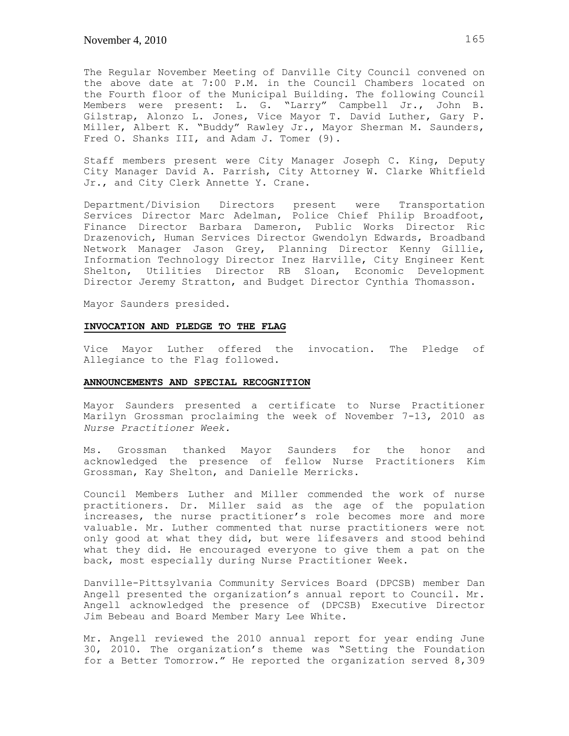The Regular November Meeting of Danville City Council convened on the above date at 7:00 P.M. in the Council Chambers located on the Fourth floor of the Municipal Building. The following Council Members were present: L. G. "Larry" Campbell Jr., John B. Gilstrap, Alonzo L. Jones, Vice Mayor T. David Luther, Gary P. Miller, Albert K. "Buddy" Rawley Jr., Mayor Sherman M. Saunders, Fred O. Shanks III, and Adam J. Tomer (9).

Staff members present were City Manager Joseph C. King, Deputy City Manager David A. Parrish, City Attorney W. Clarke Whitfield Jr., and City Clerk Annette Y. Crane.

Department/Division Directors present were Transportation Services Director Marc Adelman, Police Chief Philip Broadfoot, Finance Director Barbara Dameron, Public Works Director Ric Drazenovich, Human Services Director Gwendolyn Edwards, Broadband Network Manager Jason Grey, Planning Director Kenny Gillie, Information Technology Director Inez Harville, City Engineer Kent Shelton, Utilities Director RB Sloan, Economic Development Director Jeremy Stratton, and Budget Director Cynthia Thomasson.

Mayor Saunders presided.

**INVOCATION AND PLEDGE TO THE FLAG**

Vice Mayor Luther offered the invocation. The Pledge of Allegiance to the Flag followed.

**ANNOUNCEMENTS AND SPECIAL RECOGNITION**

Mayor Saunders presented a certificate to Nurse Practitioner Marilyn Grossman proclaiming the week of November 7-13, 2010 as *Nurse Practitioner Week.*

Ms. Grossman thanked Mayor Saunders for the honor and acknowledged the presence of fellow Nurse Practitioners Kim Grossman, Kay Shelton, and Danielle Merricks.

Council Members Luther and Miller commended the work of nurse practitioners. Dr. Miller said as the age of the population increases, the nurse practitioner's role becomes more and more valuable. Mr. Luther commented that nurse practitioners were not only good at what they did, but were lifesavers and stood behind what they did. He encouraged everyone to give them a pat on the back, most especially during Nurse Practitioner Week.

Danville-Pittsylvania Community Services Board (DPCSB) member Dan Angell presented the organization's annual report to Council. Mr. Angell acknowledged the presence of (DPCSB) Executive Director Jim Bebeau and Board Member Mary Lee White.

Mr. Angell reviewed the 2010 annual report for year ending June 30, 2010. The organization's theme was "Setting the Foundation for a Better Tomorrow." He reported the organization served 8,309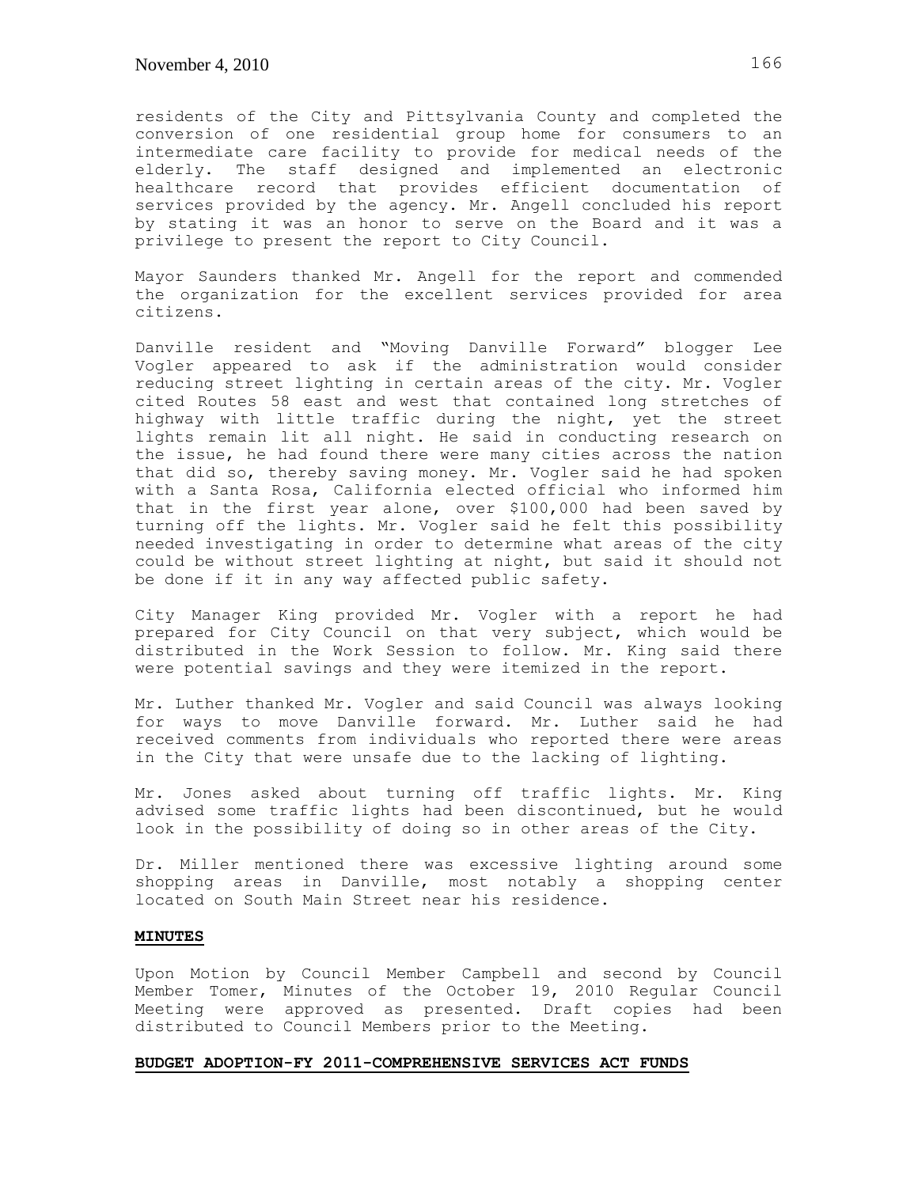residents of the City and Pittsylvania County and completed the conversion of one residential group home for consumers to an intermediate care facility to provide for medical needs of the elderly. The staff designed and implemented an electronic healthcare record that provides efficient documentation of services provided by the agency. Mr. Angell concluded his report by stating it was an honor to serve on the Board and it was a privilege to present the report to City Council.

Mayor Saunders thanked Mr. Angell for the report and commended the organization for the excellent services provided for area citizens.

Danville resident and "Moving Danville Forward" blogger Lee Vogler appeared to ask if the administration would consider reducing street lighting in certain areas of the city. Mr. Vogler cited Routes 58 east and west that contained long stretches of highway with little traffic during the night, yet the street lights remain lit all night. He said in conducting research on the issue, he had found there were many cities across the nation that did so, thereby saving money. Mr. Vogler said he had spoken with a Santa Rosa, California elected official who informed him that in the first year alone, over $100,000 had been saved by turning off the lights. Mr. Vogler said he felt this possibility needed investigating in order to determine what areas of the city could be without street lighting at night, but said it should not be done if it in any way affected public safety.

City Manager King provided Mr. Vogler with a report he had prepared for City Council on that very subject, which would be distributed in the Work Session to follow. Mr. King said there were potential savings and they were itemized in the report.

Mr. Luther thanked Mr. Vogler and said Council was always looking for ways to move Danville forward. Mr. Luther said he had received comments from individuals who reported there were areas in the City that were unsafe due to the lacking of lighting.

Mr. Jones asked about turning off traffic lights. Mr. King advised some traffic lights had been discontinued, but he would look in the possibility of doing so in other areas of the City.

Dr. Miller mentioned there was excessive lighting around some shopping areas in Danville, most notably a shopping center located on South Main Street near his residence.

**MINUTES**

Upon Motion by Council Member Campbell and second by Council Member Tomer, Minutes of the October 19, 2010 Regular Council Meeting were approved as presented. Draft copies had been distributed to Council Members prior to the Meeting.

**BUDGET ADOPTION-FY 2011-COMPREHENSIVE SERVICES ACT FUNDS**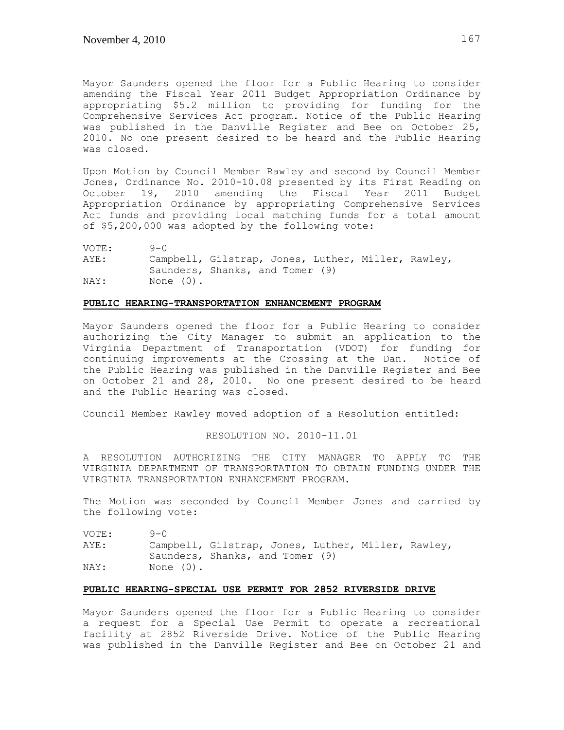Mayor Saunders opened the floor for a Public Hearing to consider amending the Fiscal Year 2011 Budget Appropriation Ordinance by appropriating $5.2 million to providing for funding for the Comprehensive Services Act program. Notice of the Public Hearing was published in the Danville Register and Bee on October 25, 2010. No one present desired to be heard and the Public Hearing was closed.

Upon Motion by Council Member Rawley and second by Council Member Jones, Ordinance No. 2010-10.08 presented by its First Reading on October 19, 2010 amending the Fiscal Year 2011 Budget Appropriation Ordinance by appropriating Comprehensive Services Act funds and providing local matching funds for a total amount of $5,200,000 was adopted by the following vote:

VOTE: 9-0
AYE: Campbell, Gilstrap, Jones, Luther, Miller, Rawley, Saunders, Shanks, and Tomer (9)
NAY: None (0).

**PUBLIC HEARING-TRANSPORTATION ENHANCEMENT PROGRAM**

Mayor Saunders opened the floor for a Public Hearing to consider authorizing the City Manager to submit an application to the Virginia Department of Transportation (VDOT) for funding for continuing improvements at the Crossing at the Dan. Notice of the Public Hearing was published in the Danville Register and Bee on October 21 and 28, 2010. No one present desired to be heard and the Public Hearing was closed.

Council Member Rawley moved adoption of a Resolution entitled:

RESOLUTION NO. 2010-11.01

A RESOLUTION AUTHORIZING THE CITY MANAGER TO APPLY TO THE VIRGINIA DEPARTMENT OF TRANSPORTATION TO OBTAIN FUNDING UNDER THE VIRGINIA TRANSPORTATION ENHANCEMENT PROGRAM.

The Motion was seconded by Council Member Jones and carried by the following vote:

VOTE: 9-0
AYE: Campbell, Gilstrap, Jones, Luther, Miller, Rawley, Saunders, Shanks, and Tomer (9)
NAY: None (0).

**PUBLIC HEARING-SPECIAL USE PERMIT FOR 2852 RIVERSIDE DRIVE**

Mayor Saunders opened the floor for a Public Hearing to consider a request for a Special Use Permit to operate a recreational facility at 2852 Riverside Drive. Notice of the Public Hearing was published in the Danville Register and Bee on October 21 and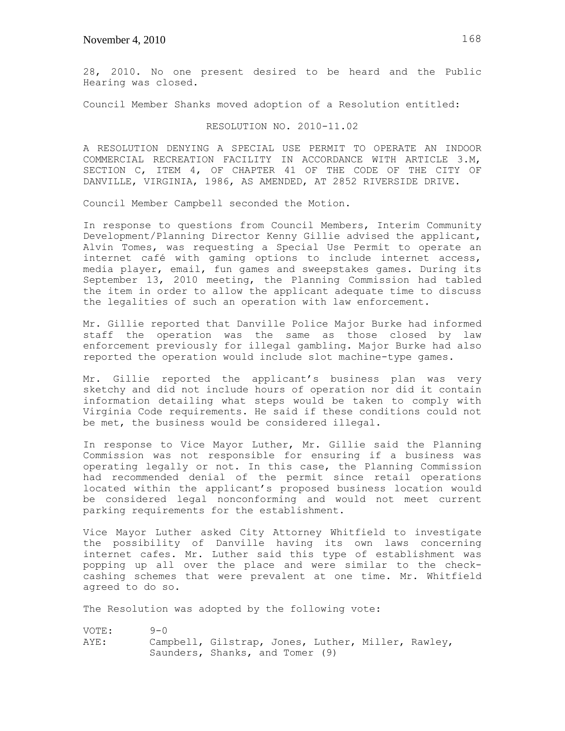28, 2010. No one present desired to be heard and the Public Hearing was closed.

Council Member Shanks moved adoption of a Resolution entitled:

RESOLUTION NO. 2010-11.02

A RESOLUTION DENYING A SPECIAL USE PERMIT TO OPERATE AN INDOOR COMMERCIAL RECREATION FACILITY IN ACCORDANCE WITH ARTICLE 3.M, SECTION C, ITEM 4, OF CHAPTER 41 OF THE CODE OF THE CITY OF DANVILLE, VIRGINIA, 1986, AS AMENDED, AT 2852 RIVERSIDE DRIVE.

Council Member Campbell seconded the Motion.

In response to questions from Council Members, Interim Community Development/Planning Director Kenny Gillie advised the applicant, Alvin Tomes, was requesting a Special Use Permit to operate an internet café with gaming options to include internet access, media player, email, fun games and sweepstakes games. During its September 13, 2010 meeting, the Planning Commission had tabled the item in order to allow the applicant adequate time to discuss the legalities of such an operation with law enforcement.

Mr. Gillie reported that Danville Police Major Burke had informed staff the operation was the same as those closed by law enforcement previously for illegal gambling. Major Burke had also reported the operation would include slot machine-type games.

Mr. Gillie reported the applicant's business plan was very sketchy and did not include hours of operation nor did it contain information detailing what steps would be taken to comply with Virginia Code requirements. He said if these conditions could not be met, the business would be considered illegal.

In response to Vice Mayor Luther, Mr. Gillie said the Planning Commission was not responsible for ensuring if a business was operating legally or not. In this case, the Planning Commission had recommended denial of the permit since retail operations located within the applicant's proposed business location would be considered legal nonconforming and would not meet current parking requirements for the establishment.

Vice Mayor Luther asked City Attorney Whitfield to investigate the possibility of Danville having its own laws concerning internet cafes. Mr. Luther said this type of establishment was popping up all over the place and were similar to the check-cashing schemes that were prevalent at one time. Mr. Whitfield agreed to do so.

The Resolution was adopted by the following vote:

VOTE: 9-0
AYE: Campbell, Gilstrap, Jones, Luther, Miller, Rawley, Saunders, Shanks, and Tomer (9)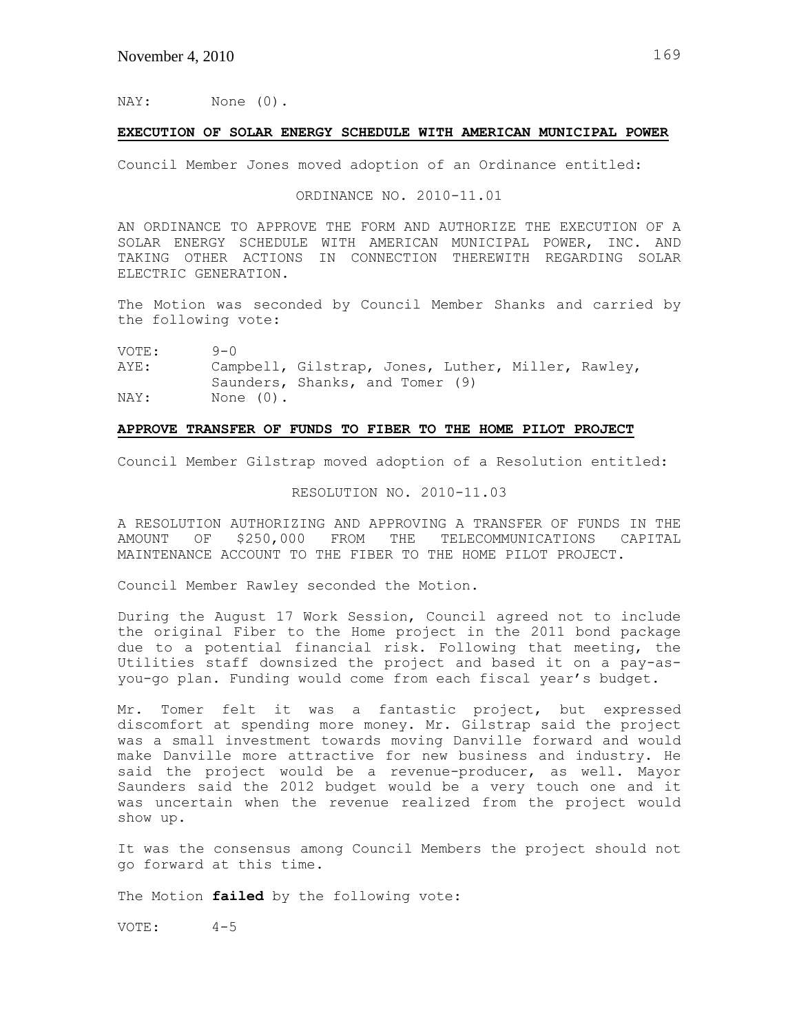NAY: None (0).

**EXECUTION OF SOLAR ENERGY SCHEDULE WITH AMERICAN MUNICIPAL POWER**

Council Member Jones moved adoption of an Ordinance entitled:

ORDINANCE NO. 2010-11.01

AN ORDINANCE TO APPROVE THE FORM AND AUTHORIZE THE EXECUTION OF A SOLAR ENERGY SCHEDULE WITH AMERICAN MUNICIPAL POWER, INC. AND TAKING OTHER ACTIONS IN CONNECTION THEREWITH REGARDING SOLAR ELECTRIC GENERATION.

The Motion was seconded by Council Member Shanks and carried by the following vote:

VOTE: 9-0
AYE: Campbell, Gilstrap, Jones, Luther, Miller, Rawley, Saunders, Shanks, and Tomer (9)
NAY: None (0).

**APPROVE TRANSFER OF FUNDS TO FIBER TO THE HOME PILOT PROJECT**

Council Member Gilstrap moved adoption of a Resolution entitled:

RESOLUTION NO. 2010-11.03

A RESOLUTION AUTHORIZING AND APPROVING A TRANSFER OF FUNDS IN THE AMOUNT OF $250,000 FROM THE TELECOMMUNICATIONS CAPITAL MAINTENANCE ACCOUNT TO THE FIBER TO THE HOME PILOT PROJECT.

Council Member Rawley seconded the Motion.

During the August 17 Work Session, Council agreed not to include the original Fiber to the Home project in the 2011 bond package due to a potential financial risk. Following that meeting, the Utilities staff downsized the project and based it on a pay-as-you-go plan. Funding would come from each fiscal year's budget.

Mr. Tomer felt it was a fantastic project, but expressed discomfort at spending more money. Mr. Gilstrap said the project was a small investment towards moving Danville forward and would make Danville more attractive for new business and industry. He said the project would be a revenue-producer, as well. Mayor Saunders said the 2012 budget would be a very touch one and it was uncertain when the revenue realized from the project would show up.

It was the consensus among Council Members the project should not go forward at this time.

The Motion **failed** by the following vote:

VOTE: 4-5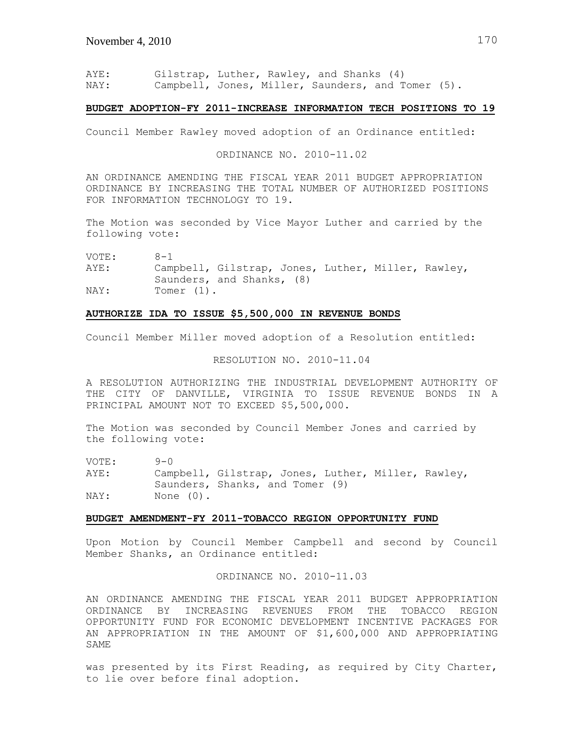AYE: Gilstrap, Luther, Rawley, and Shanks (4)
NAY: Campbell, Jones, Miller, Saunders, and Tomer (5).

**BUDGET ADOPTION-FY 2011-INCREASE INFORMATION TECH POSITIONS TO 19**

Council Member Rawley moved adoption of an Ordinance entitled:

ORDINANCE NO. 2010-11.02

AN ORDINANCE AMENDING THE FISCAL YEAR 2011 BUDGET APPROPRIATION ORDINANCE BY INCREASING THE TOTAL NUMBER OF AUTHORIZED POSITIONS FOR INFORMATION TECHNOLOGY TO 19.

The Motion was seconded by Vice Mayor Luther and carried by the following vote:

VOTE: 8-1
AYE: Campbell, Gilstrap, Jones, Luther, Miller, Rawley, Saunders, and Shanks, (8)
NAY: Tomer (1).

**AUTHORIZE IDA TO ISSUE $5,500,000 IN REVENUE BONDS**

Council Member Miller moved adoption of a Resolution entitled:

RESOLUTION NO. 2010-11.04

A RESOLUTION AUTHORIZING THE INDUSTRIAL DEVELOPMENT AUTHORITY OF THE CITY OF DANVILLE, VIRGINIA TO ISSUE REVENUE BONDS IN A PRINCIPAL AMOUNT NOT TO EXCEED $5,500,000.

The Motion was seconded by Council Member Jones and carried by the following vote:

VOTE: 9-0
AYE: Campbell, Gilstrap, Jones, Luther, Miller, Rawley, Saunders, Shanks, and Tomer (9)
NAY: None (0).

**BUDGET AMENDMENT-FY 2011-TOBACCO REGION OPPORTUNITY FUND**

Upon Motion by Council Member Campbell and second by Council Member Shanks, an Ordinance entitled:

ORDINANCE NO. 2010-11.03

AN ORDINANCE AMENDING THE FISCAL YEAR 2011 BUDGET APPROPRIATION ORDINANCE BY INCREASING REVENUES FROM THE TOBACCO REGION OPPORTUNITY FUND FOR ECONOMIC DEVELOPMENT INCENTIVE PACKAGES FOR AN APPROPRIATION IN THE AMOUNT OF $1,600,000 AND APPROPRIATING SAME

was presented by its First Reading, as required by City Charter, to lie over before final adoption.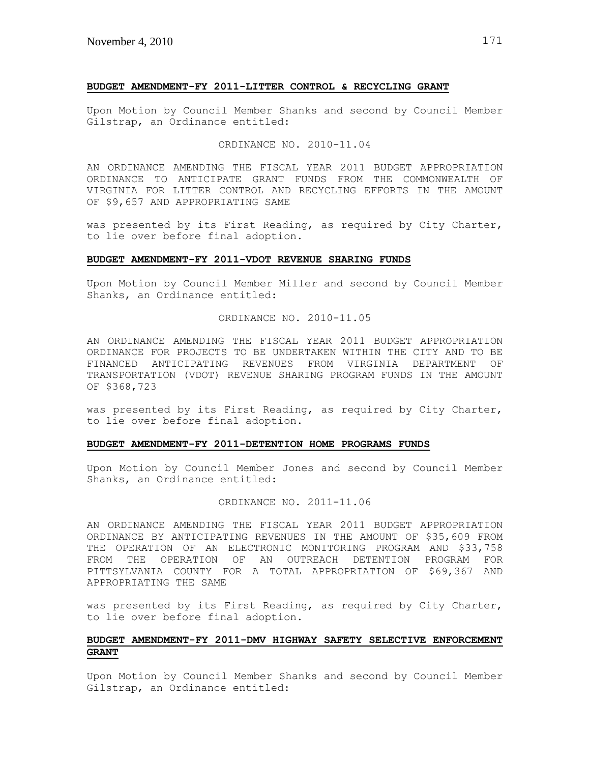**BUDGET AMENDMENT-FY 2011-LITTER CONTROL & RECYCLING GRANT**

Upon Motion by Council Member Shanks and second by Council Member Gilstrap, an Ordinance entitled:

ORDINANCE NO. 2010-11.04

AN ORDINANCE AMENDING THE FISCAL YEAR 2011 BUDGET APPROPRIATION ORDINANCE TO ANTICIPATE GRANT FUNDS FROM THE COMMONWEALTH OF VIRGINIA FOR LITTER CONTROL AND RECYCLING EFFORTS IN THE AMOUNT OF $9,657 AND APPROPRIATING SAME

was presented by its First Reading, as required by City Charter, to lie over before final adoption.

**BUDGET AMENDMENT-FY 2011-VDOT REVENUE SHARING FUNDS**

Upon Motion by Council Member Miller and second by Council Member Shanks, an Ordinance entitled:

ORDINANCE NO. 2010-11.05

AN ORDINANCE AMENDING THE FISCAL YEAR 2011 BUDGET APPROPRIATION ORDINANCE FOR PROJECTS TO BE UNDERTAKEN WITHIN THE CITY AND TO BE FINANCED ANTICIPATING REVENUES FROM VIRGINIA DEPARTMENT OF TRANSPORTATION (VDOT) REVENUE SHARING PROGRAM FUNDS IN THE AMOUNT OF $368,723

was presented by its First Reading, as required by City Charter, to lie over before final adoption.

**BUDGET AMENDMENT-FY 2011-DETENTION HOME PROGRAMS FUNDS**

Upon Motion by Council Member Jones and second by Council Member Shanks, an Ordinance entitled:

ORDINANCE NO. 2011-11.06

AN ORDINANCE AMENDING THE FISCAL YEAR 2011 BUDGET APPROPRIATION ORDINANCE BY ANTICIPATING REVENUES IN THE AMOUNT OF $35,609 FROM THE OPERATION OF AN ELECTRONIC MONITORING PROGRAM AND $33,758 FROM THE OPERATION OF AN OUTREACH DETENTION PROGRAM FOR PITTSYLVANIA COUNTY FOR A TOTAL APPROPRIATION OF $69,367 AND APPROPRIATING THE SAME

was presented by its First Reading, as required by City Charter, to lie over before final adoption.

**BUDGET AMENDMENT-FY 2011-DMV HIGHWAY SAFETY SELECTIVE ENFORCEMENT GRANT**

Upon Motion by Council Member Shanks and second by Council Member Gilstrap, an Ordinance entitled: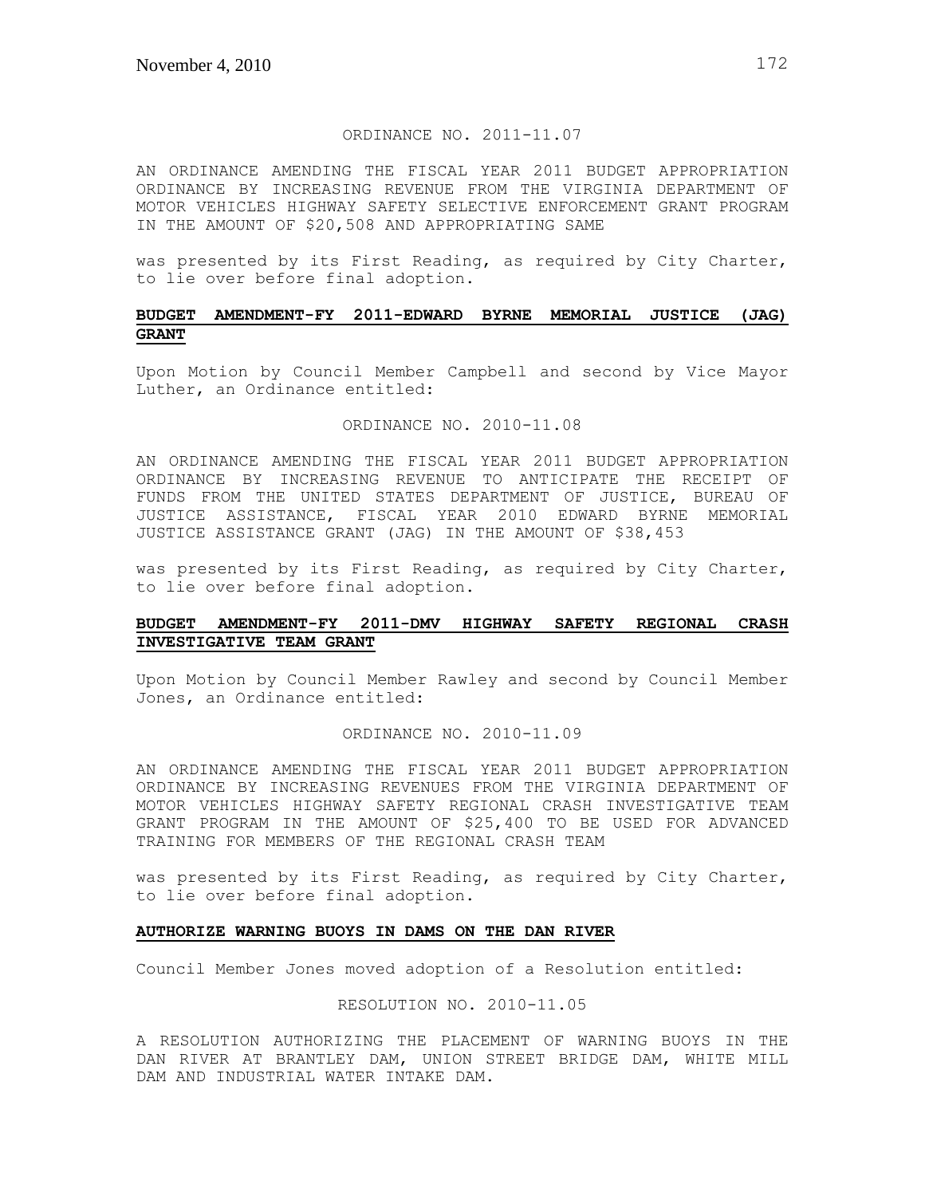ORDINANCE NO. 2011-11.07

AN ORDINANCE AMENDING THE FISCAL YEAR 2011 BUDGET APPROPRIATION ORDINANCE BY INCREASING REVENUE FROM THE VIRGINIA DEPARTMENT OF MOTOR VEHICLES HIGHWAY SAFETY SELECTIVE ENFORCEMENT GRANT PROGRAM IN THE AMOUNT OF $20,508 AND APPROPRIATING SAME

was presented by its First Reading, as required by City Charter, to lie over before final adoption.

**BUDGET AMENDMENT-FY 2011-EDWARD BYRNE MEMORIAL JUSTICE (JAG) GRANT**

Upon Motion by Council Member Campbell and second by Vice Mayor Luther, an Ordinance entitled:

ORDINANCE NO. 2010-11.08

AN ORDINANCE AMENDING THE FISCAL YEAR 2011 BUDGET APPROPRIATION ORDINANCE BY INCREASING REVENUE TO ANTICIPATE THE RECEIPT OF FUNDS FROM THE UNITED STATES DEPARTMENT OF JUSTICE, BUREAU OF JUSTICE ASSISTANCE, FISCAL YEAR 2010 EDWARD BYRNE MEMORIAL JUSTICE ASSISTANCE GRANT (JAG) IN THE AMOUNT OF $38,453

was presented by its First Reading, as required by City Charter, to lie over before final adoption.

**BUDGET AMENDMENT-FY 2011-DMV HIGHWAY SAFETY REGIONAL CRASH INVESTIGATIVE TEAM GRANT**

Upon Motion by Council Member Rawley and second by Council Member Jones, an Ordinance entitled:

ORDINANCE NO. 2010-11.09

AN ORDINANCE AMENDING THE FISCAL YEAR 2011 BUDGET APPROPRIATION ORDINANCE BY INCREASING REVENUES FROM THE VIRGINIA DEPARTMENT OF MOTOR VEHICLES HIGHWAY SAFETY REGIONAL CRASH INVESTIGATIVE TEAM GRANT PROGRAM IN THE AMOUNT OF $25,400 TO BE USED FOR ADVANCED TRAINING FOR MEMBERS OF THE REGIONAL CRASH TEAM

was presented by its First Reading, as required by City Charter, to lie over before final adoption.

**AUTHORIZE WARNING BUOYS IN DAMS ON THE DAN RIVER**

Council Member Jones moved adoption of a Resolution entitled:

RESOLUTION NO. 2010-11.05

A RESOLUTION AUTHORIZING THE PLACEMENT OF WARNING BUOYS IN THE DAN RIVER AT BRANTLEY DAM, UNION STREET BRIDGE DAM, WHITE MILL DAM AND INDUSTRIAL WATER INTAKE DAM.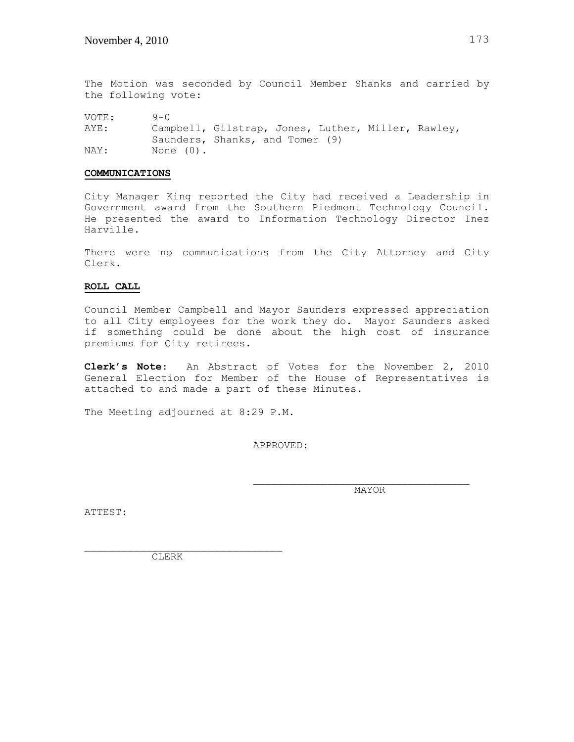The Motion was seconded by Council Member Shanks and carried by the following vote:

| | |
|---|---|
| VOTE: | 9-0 |
| AYE: | Campbell, Gilstrap, Jones, Luther, Miller, Rawley, Saunders, Shanks, and Tomer (9) |
| NAY: | None (0). |

## COMMUNICATIONS

City Manager King reported the City had received a Leadership in Government award from the Southern Piedmont Technology Council. He presented the award to Information Technology Director Inez Harville.

There were no communications from the City Attorney and City Clerk.

## ROLL CALL

Council Member Campbell and Mayor Saunders expressed appreciation to all City employees for the work they do. Mayor Saunders asked if something could be done about the high cost of insurance premiums for City retirees.

**Clerk's Note**: An Abstract of Votes for the November 2, 2010 General Election for Member of the House of Representatives is attached to and made a part of these Minutes.

The Meeting adjourned at 8:29 P.M.

APPROVED:

\_\_\_\_\_\_\_\_\_\_\_\_\_\_\_\_\_\_\_\_\_\_\_\_\_\_\_\_\_\_\_\_\_\_\_
MAYOR

ATTEST:

\_\_\_\_\_\_\_\_\_\_\_\_\_\_\_\_\_\_\_\_\_\_\_\_\_\_\_\_\_\_\_\_
CLERK